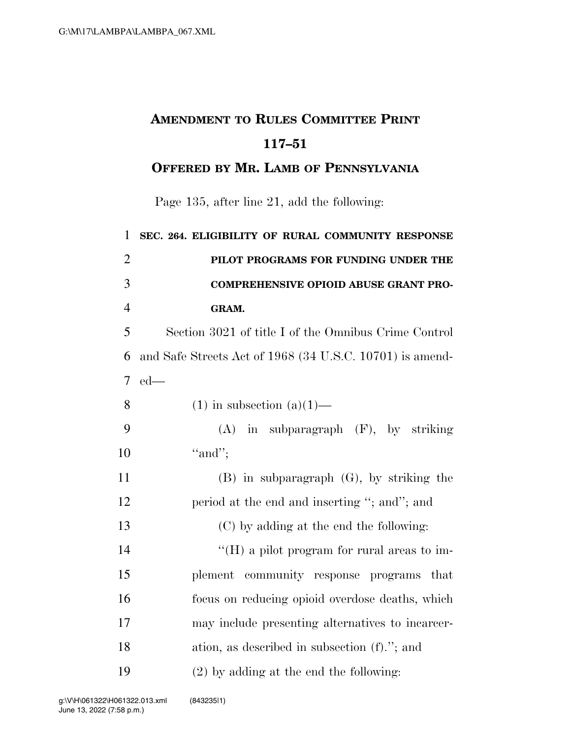# AMENDMENT TO RULES COMMITTEE PRINT 117–51

## OFFERED BY MR. LAMB OF PENNSYLVANIA

Page 135, after line 21, add the following:

**SEC. 264. ELIGIBILITY OF RURAL COMMUNITY RESPONSE PILOT PROGRAMS FOR FUNDING UNDER THE COMPREHENSIVE OPIOID ABUSE GRANT PROGRAM.**

Section 3021 of title I of the Omnibus Crime Control and Safe Streets Act of 1968 (34 U.S.C. 10701) is amended—

(1) in subsection (a)(1)—

(A) in subparagraph (F), by striking "and";

(B) in subparagraph (G), by striking the period at the end and inserting "; and"; and

(C) by adding at the end the following:

"(H) a pilot program for rural areas to implement community response programs that focus on reducing opioid overdose deaths, which may include presenting alternatives to incarceration, as described in subsection (f)."; and

(2) by adding at the end the following: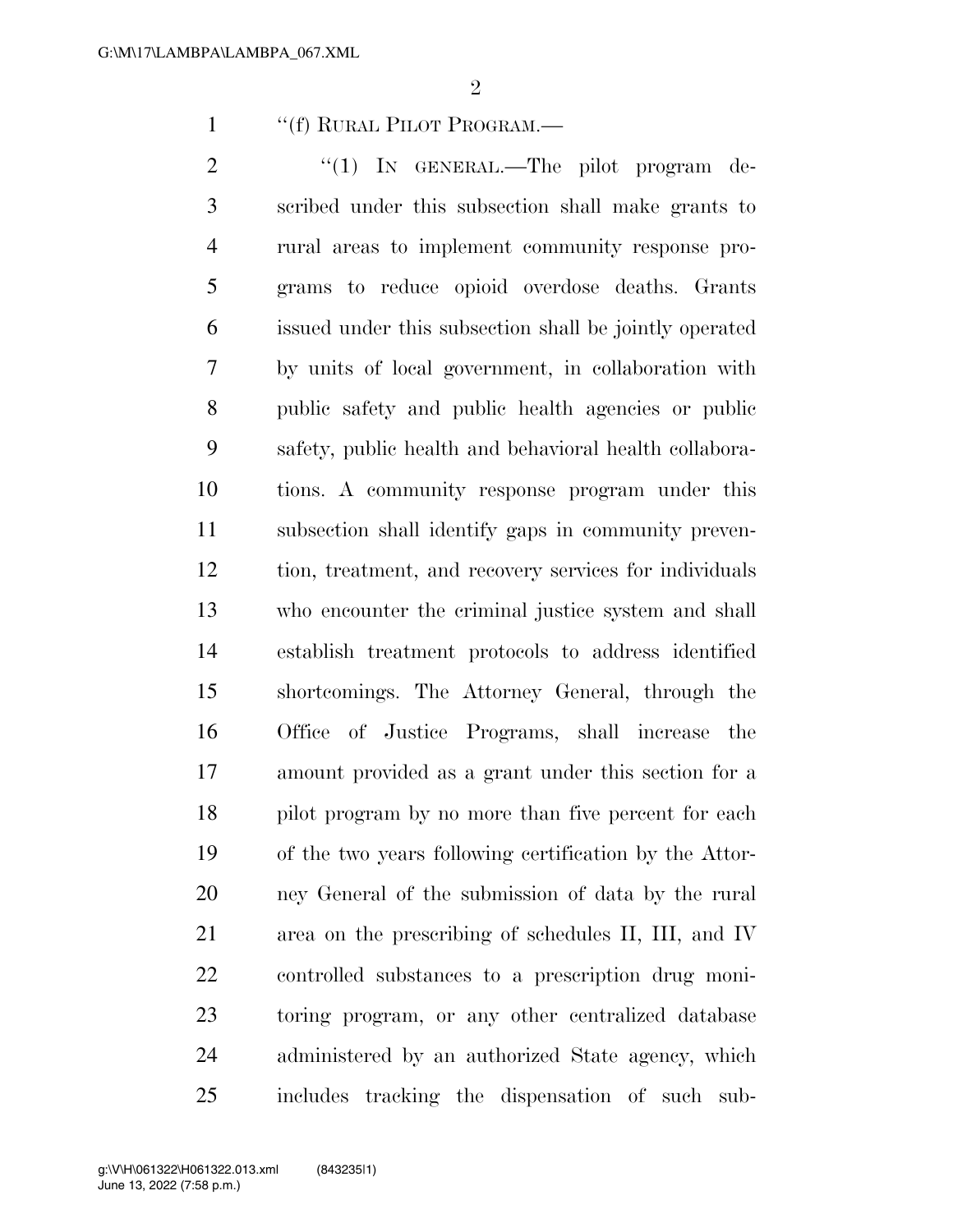"(f) RURAL PILOT PROGRAM.—

"(1) IN GENERAL.—The pilot program described under this subsection shall make grants to rural areas to implement community response programs to reduce opioid overdose deaths. Grants issued under this subsection shall be jointly operated by units of local government, in collaboration with public safety and public health agencies or public safety, public health and behavioral health collaborations. A community response program under this subsection shall identify gaps in community prevention, treatment, and recovery services for individuals who encounter the criminal justice system and shall establish treatment protocols to address identified shortcomings. The Attorney General, through the Office of Justice Programs, shall increase the amount provided as a grant under this section for a pilot program by no more than five percent for each of the two years following certification by the Attorney General of the submission of data by the rural area on the prescribing of schedules II, III, and IV controlled substances to a prescription drug monitoring program, or any other centralized database administered by an authorized State agency, which includes tracking the dispensation of such sub-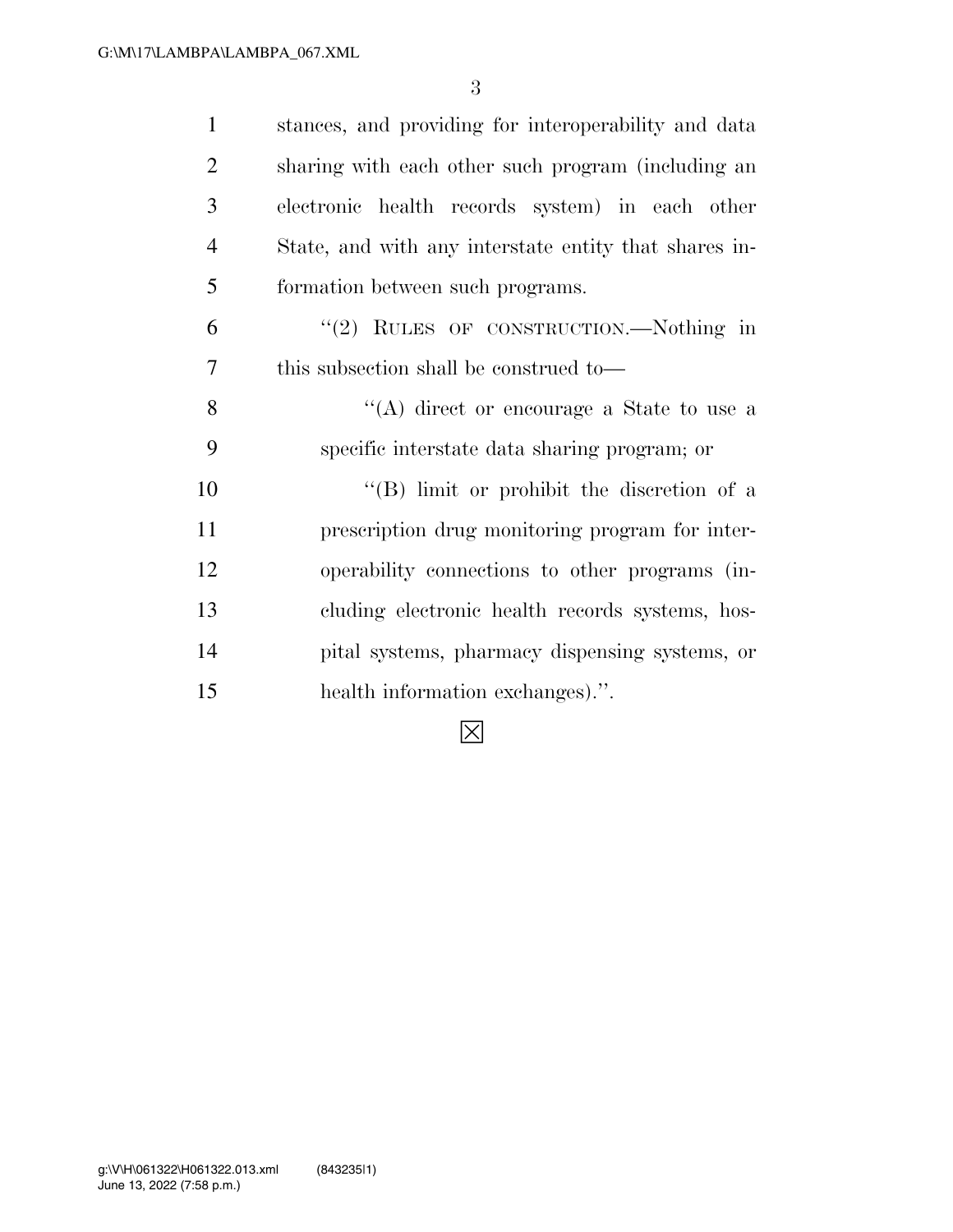stances, and providing for interoperability and data sharing with each other such program (including an electronic health records system) in each other State, and with any interstate entity that shares information between such programs.

"(2) RULES OF CONSTRUCTION.—Nothing in this subsection shall be construed to—

"(A) direct or encourage a State to use a specific interstate data sharing program; or

"(B) limit or prohibit the discretion of a prescription drug monitoring program for interoperability connections to other programs (including electronic health records systems, hospital systems, pharmacy dispensing systems, or health information exchanges).".